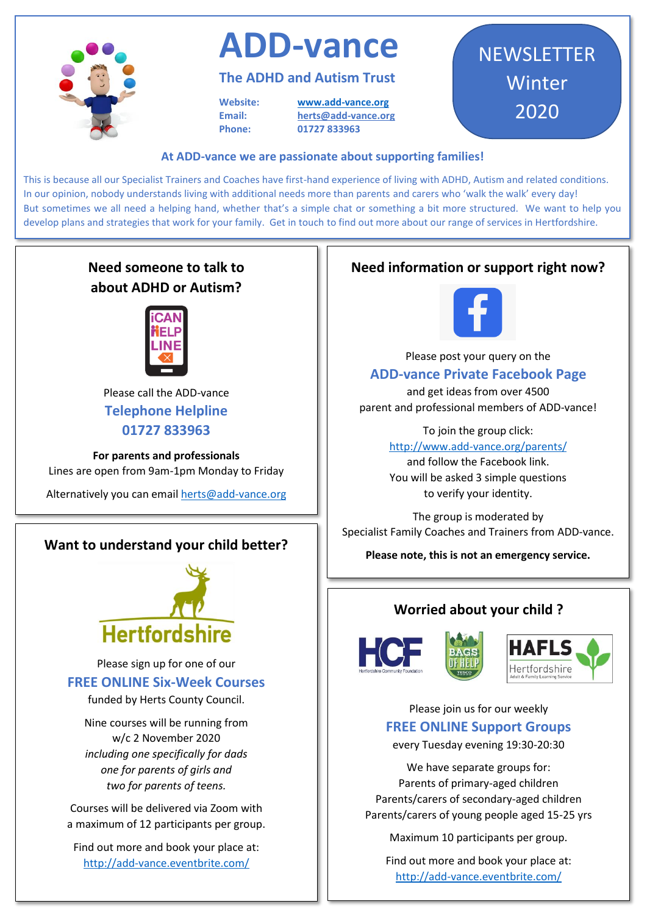# ADD-vance

## The ADHD and Autism Trust

**Website:** www.add-vance.org
**Email:** herts@add-vance.org
**Phone:** 01727 833963

NEWSLETTER
Winter
2020

### At ADD-vance we are passionate about supporting families!

This is because all our Specialist Trainers and Coaches have first-hand experience of living with ADHD, Autism and related conditions. In our opinion, nobody understands living with additional needs more than parents and carers who 'walk the walk' every day! But sometimes we all need a helping hand, whether that's a simple chat or something a bit more structured. We want to help you develop plans and strategies that work for your family. Get in touch to find out more about our range of services in Hertfordshire.

## Need someone to talk to about ADHD or Autism?

iCAN HELP LINE

Please call the ADD-vance

**Telephone Helpline**
**01727 833963**

**For parents and professionals**

Lines are open from 9am-1pm Monday to Friday

Alternatively you can email herts@add-vance.org

## Want to understand your child better?

Hertfordshire

Please sign up for one of our

**FREE ONLINE Six-Week Courses**

funded by Herts County Council.

Nine courses will be running from w/c 2 November 2020 *including one specifically for dads one for parents of girls and two for parents of teens.*

Courses will be delivered via Zoom with a maximum of 12 participants per group.

Find out more and book your place at:
http://add-vance.eventbrite.com/

## Need information or support right now?

Please post your query on the

**ADD-vance Private Facebook Page**

and get ideas from over 4500 parent and professional members of ADD-vance!

To join the group click:
http://www.add-vance.org/parents/
and follow the Facebook link.
You will be asked 3 simple questions to verify your identity.

The group is moderated by Specialist Family Coaches and Trainers from ADD-vance.

**Please note, this is not an emergency service.**

## Worried about your child ?

HCF Hertfordshire Community Foundation | BAGS OF HELP TESCO | HAFLS Hertfordshire Adult & Family Learning Service

Please join us for our weekly

**FREE ONLINE Support Groups**

every Tuesday evening 19:30-20:30

We have separate groups for:
Parents of primary-aged children
Parents/carers of secondary-aged children
Parents/carers of young people aged 15-25 yrs

Maximum 10 participants per group.

Find out more and book your place at:
http://add-vance.eventbrite.com/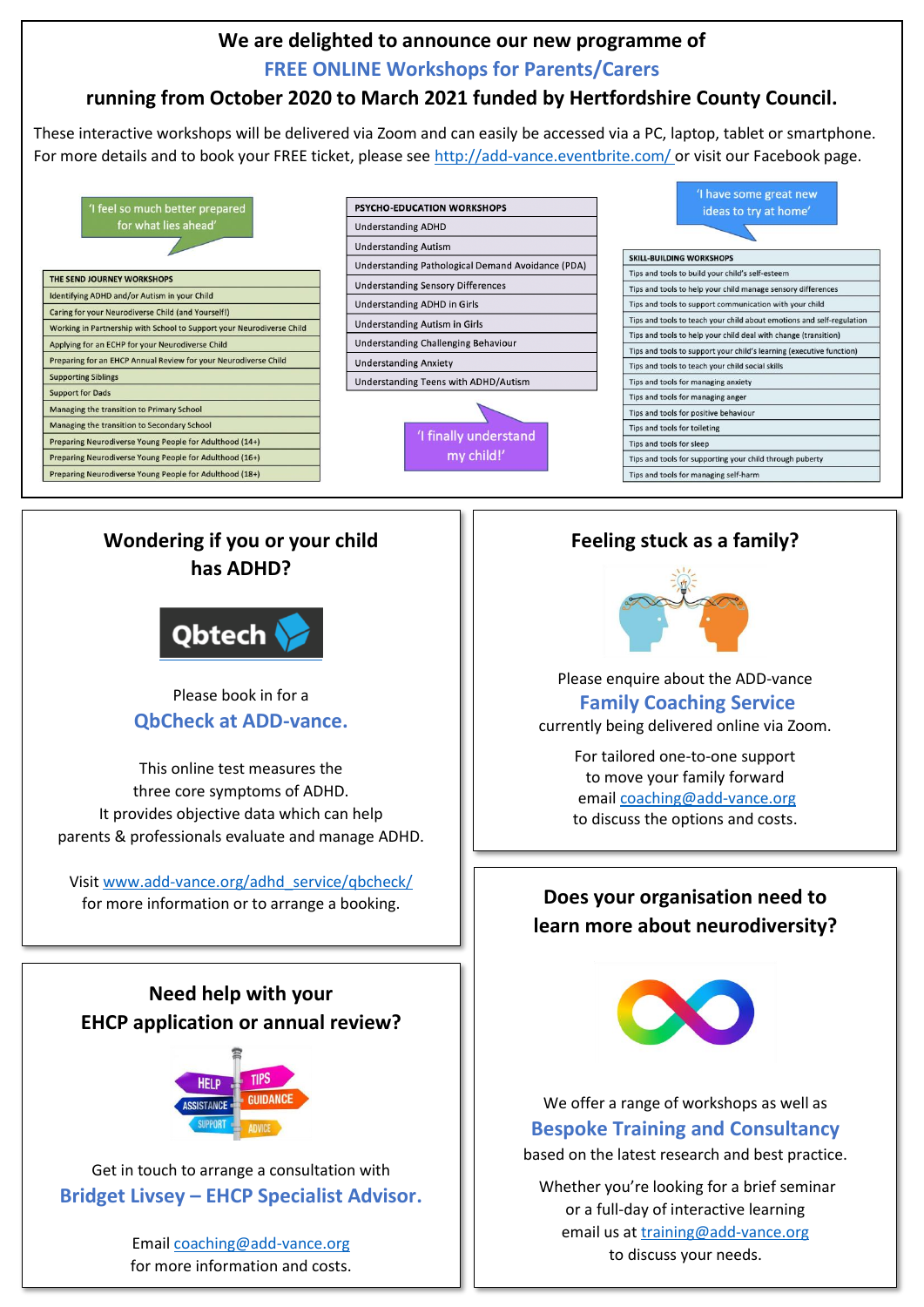## We are delighted to announce our new programme of FREE ONLINE Workshops for Parents/Carers running from October 2020 to March 2021 funded by Hertfordshire County Council.

These interactive workshops will be delivered via Zoom and can easily be accessed via a PC, laptop, tablet or smartphone. For more details and to book your FREE ticket, please see http://add-vance.eventbrite.com/ or visit our Facebook page.

'I feel so much better prepared for what lies ahead'

| THE SEND JOURNEY WORKSHOPS |
|---|
| Identifying ADHD and/or Autism in your Child |
| Caring for your Neurodiverse Child (and Yourself!) |
| Working in Partnership with School to Support your Neurodiverse Child |
| Applying for an ECHP for your Neurodiverse Child |
| Preparing for an EHCP Annual Review for your Neurodiverse Child |
| Supporting Siblings |
| Support for Dads |
| Managing the transition to Primary School |
| Managing the transition to Secondary School |
| Preparing Neurodiverse Young People for Adulthood (14+) |
| Preparing Neurodiverse Young People for Adulthood (16+) |
| Preparing Neurodiverse Young People for Adulthood (18+) |

| PSYCHO-EDUCATION WORKSHOPS |
|---|
| Understanding ADHD |
| Understanding Autism |
| Understanding Pathological Demand Avoidance (PDA) |
| Understanding Sensory Differences |
| Understanding ADHD in Girls |
| Understanding Autism in Girls |
| Understanding Challenging Behaviour |
| Understanding Anxiety |
| Understanding Teens with ADHD/Autism |

'I finally understand my child!'

'I have some great new ideas to try at home'

| SKILL-BUILDING WORKSHOPS |
|---|
| Tips and tools to build your child's self-esteem |
| Tips and tools to help your child manage sensory differences |
| Tips and tools to support communication with your child |
| Tips and tools to teach your child about emotions and self-regulation |
| Tips and tools to help your child deal with change (transition) |
| Tips and tools to support your child's learning (executive function) |
| Tips and tools to teach your child social skills |
| Tips and tools for managing anxiety |
| Tips and tools for managing anger |
| Tips and tools for positive behaviour |
| Tips and tools for toileting |
| Tips and tools for sleep |
| Tips and tools for supporting your child through puberty |
| Tips and tools for managing self-harm |

## Wondering if you or your child has ADHD?

Qbtech

Please book in for a

**QbCheck at ADD-vance.**

This online test measures the three core symptoms of ADHD. It provides objective data which can help parents & professionals evaluate and manage ADHD.

Visit www.add-vance.org/adhd_service/qbcheck/ for more information or to arrange a booking.

## Feeling stuck as a family?

Please enquire about the ADD-vance

**Family Coaching Service**

currently being delivered online via Zoom.

For tailored one-to-one support to move your family forward email coaching@add-vance.org to discuss the options and costs.

## Need help with your EHCP application or annual review?

Get in touch to arrange a consultation with

**Bridget Livsey – EHCP Specialist Advisor.**

Email coaching@add-vance.org for more information and costs.

## Does your organisation need to learn more about neurodiversity?

We offer a range of workshops as well as

**Bespoke Training and Consultancy**

based on the latest research and best practice.

Whether you're looking for a brief seminar or a full-day of interactive learning email us at training@add-vance.org to discuss your needs.